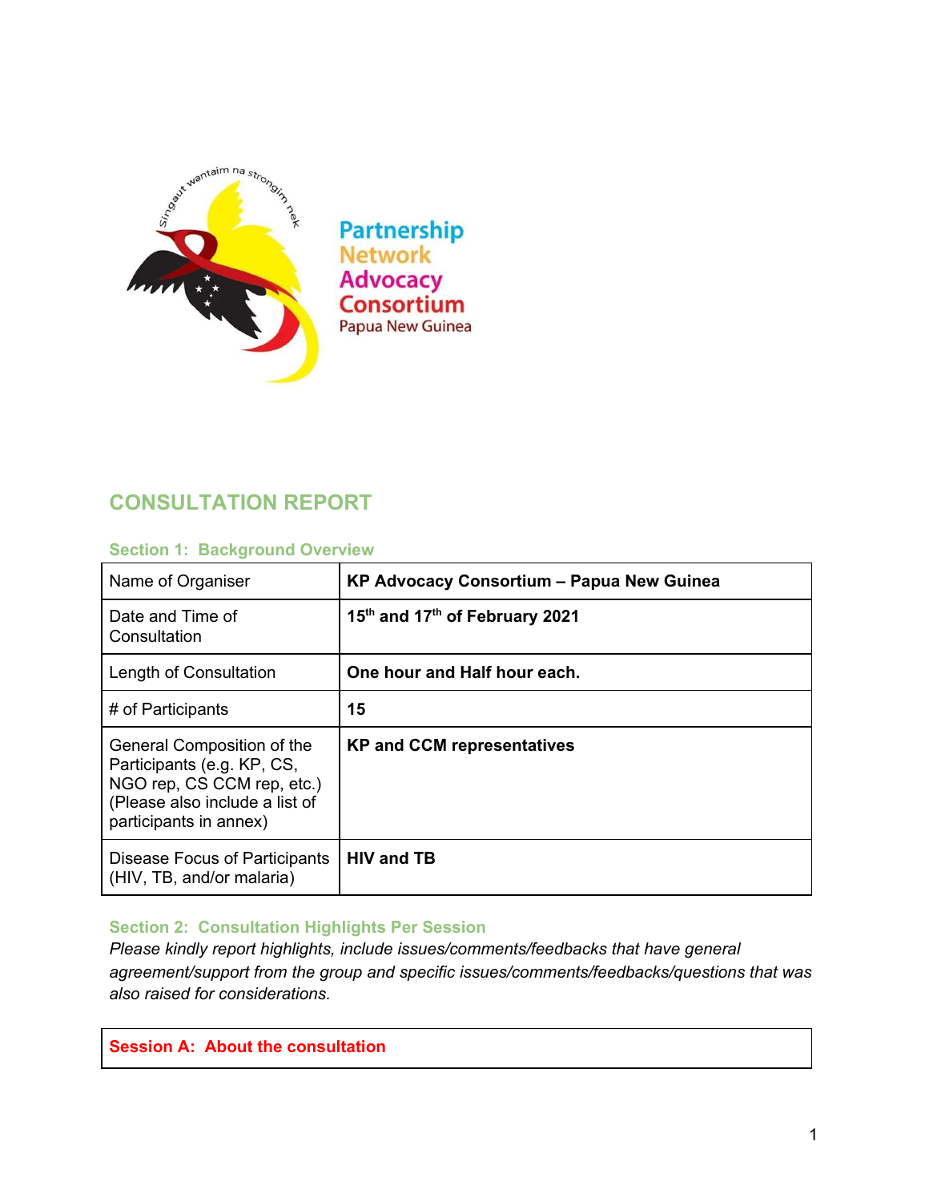Singaut wantaim na strongim nek

Partnership
Network
Advocacy
Consortium
Papua New Guinea

# CONSULTATION REPORT

## Section 1: Background Overview

| | |
|---|---|
| Name of Organiser | **KP Advocacy Consortium – Papua New Guinea** |
| Date and Time of Consultation | **15th and 17th of February 2021** |
| Length of Consultation | **One hour and Half hour each.** |
| # of Participants | **15** |
| General Composition of the Participants (e.g. KP, CS, NGO rep, CS CCM rep, etc.) (Please also include a list of participants in annex) | **KP and CCM representatives** |
| Disease Focus of Participants (HIV, TB, and/or malaria) | **HIV and TB** |

## Section 2: Consultation Highlights Per Session

*Please kindly report highlights, include issues/comments/feedbacks that have general agreement/support from the group and specific issues/comments/feedbacks/questions that was also raised for considerations.*

| Session A: About the consultation |
|---|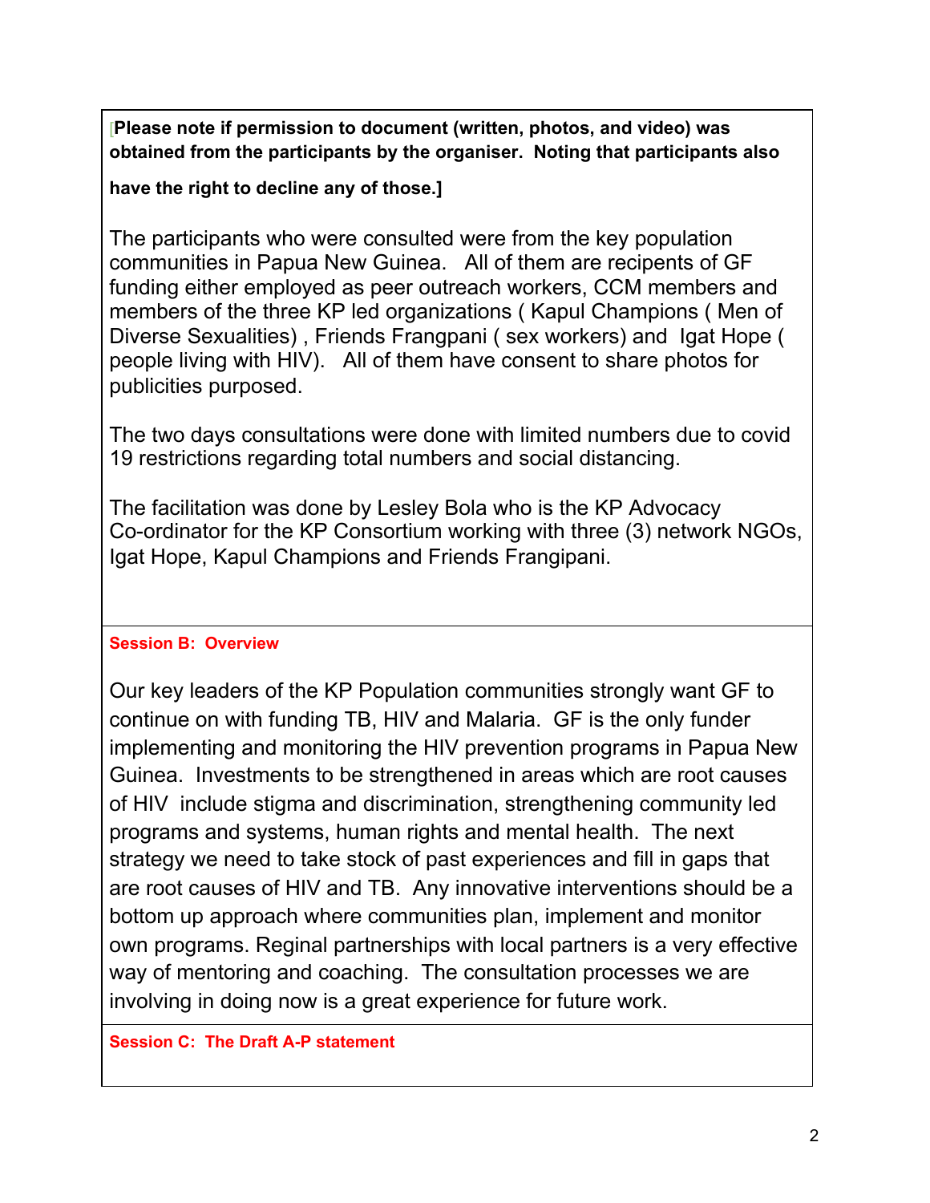**[Please note if permission to document (written, photos, and video) was obtained from the participants by the organiser. Noting that participants also have the right to decline any of those.]**

The participants who were consulted were from the key population communities in Papua New Guinea. All of them are recipents of GF funding either employed as peer outreach workers, CCM members and members of the three KP led organizations ( Kapul Champions ( Men of Diverse Sexualities) , Friends Frangpani ( sex workers) and Igat Hope ( people living with HIV). All of them have consent to share photos for publicities purposed.

The two days consultations were done with limited numbers due to covid 19 restrictions regarding total numbers and social distancing.

The facilitation was done by Lesley Bola who is the KP Advocacy Co-ordinator for the KP Consortium working with three (3) network NGOs, Igat Hope, Kapul Champions and Friends Frangipani.

**Session B: Overview**

Our key leaders of the KP Population communities strongly want GF to continue on with funding TB, HIV and Malaria. GF is the only funder implementing and monitoring the HIV prevention programs in Papua New Guinea. Investments to be strengthened in areas which are root causes of HIV include stigma and discrimination, strengthening community led programs and systems, human rights and mental health. The next strategy we need to take stock of past experiences and fill in gaps that are root causes of HIV and TB. Any innovative interventions should be a bottom up approach where communities plan, implement and monitor own programs. Reginal partnerships with local partners is a very effective way of mentoring and coaching. The consultation processes we are involving in doing now is a great experience for future work.

**Session C: The Draft A-P statement**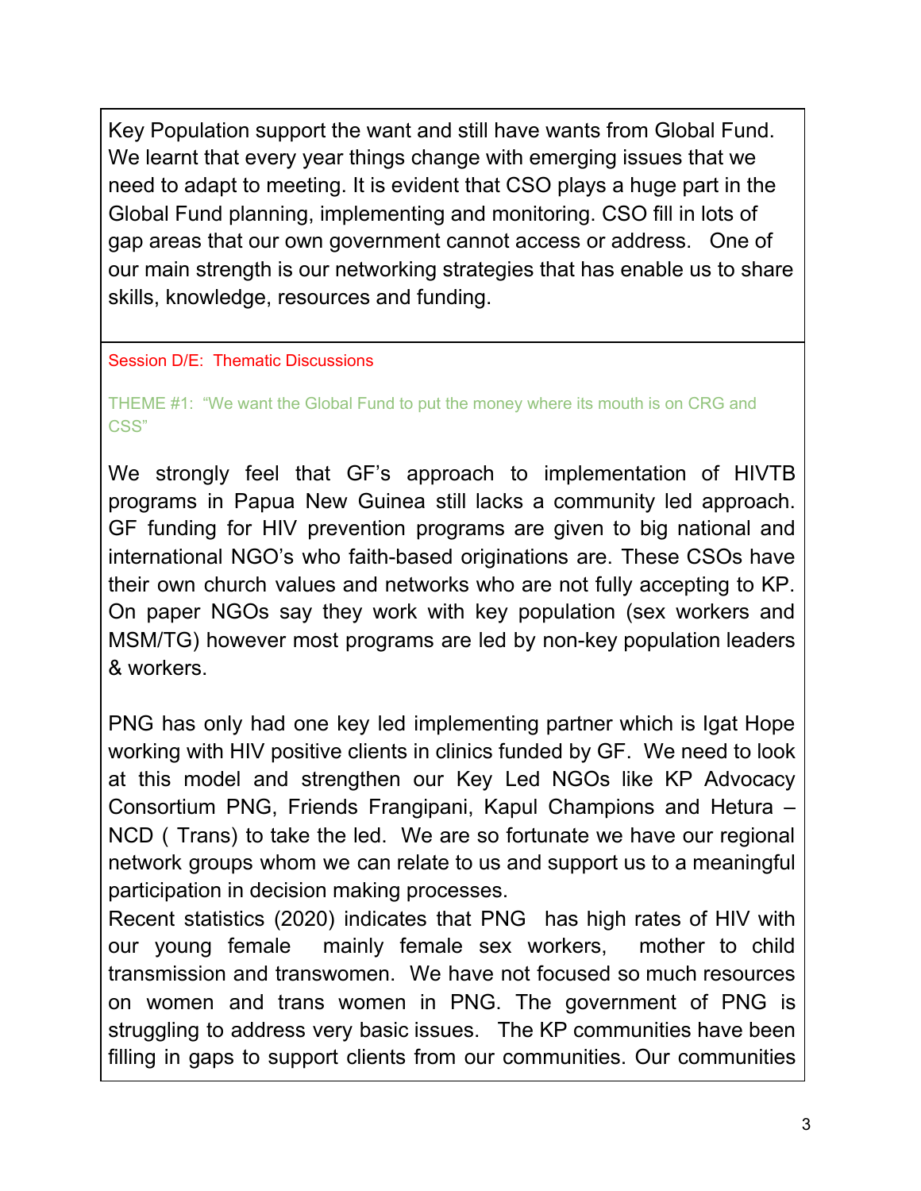Key Population support the want and still have wants from Global Fund. We learnt that every year things change with emerging issues that we need to adapt to meeting. It is evident that CSO plays a huge part in the Global Fund planning, implementing and monitoring. CSO fill in lots of gap areas that our own government cannot access or address. One of our main strength is our networking strategies that has enable us to share skills, knowledge, resources and funding.

Session D/E: Thematic Discussions

THEME #1: "We want the Global Fund to put the money where its mouth is on CRG and CSS"

We strongly feel that GF's approach to implementation of HIVTB programs in Papua New Guinea still lacks a community led approach. GF funding for HIV prevention programs are given to big national and international NGO's who faith-based originations are. These CSOs have their own church values and networks who are not fully accepting to KP. On paper NGOs say they work with key population (sex workers and MSM/TG) however most programs are led by non-key population leaders & workers.

PNG has only had one key led implementing partner which is Igat Hope working with HIV positive clients in clinics funded by GF. We need to look at this model and strengthen our Key Led NGOs like KP Advocacy Consortium PNG, Friends Frangipani, Kapul Champions and Hetura – NCD ( Trans) to take the led. We are so fortunate we have our regional network groups whom we can relate to us and support us to a meaningful participation in decision making processes.

Recent statistics (2020) indicates that PNG has high rates of HIV with our young female mainly female sex workers, mother to child transmission and transwomen. We have not focused so much resources on women and trans women in PNG. The government of PNG is struggling to address very basic issues. The KP communities have been filling in gaps to support clients from our communities. Our communities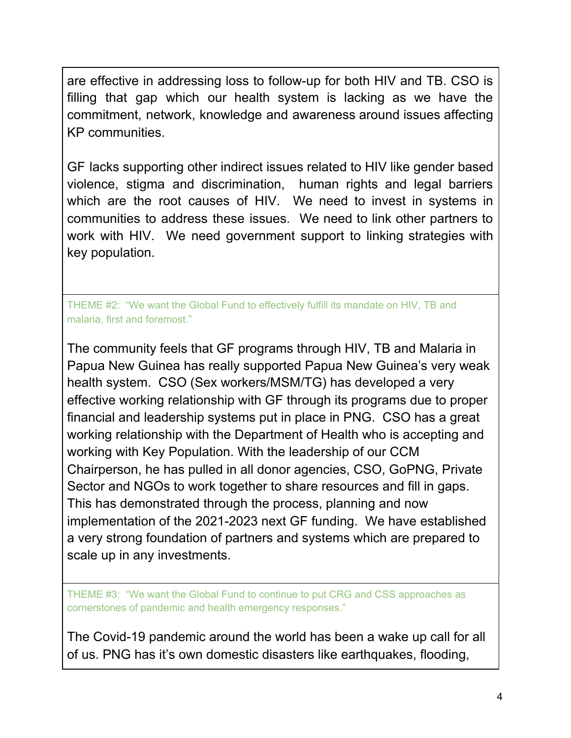are effective in addressing loss to follow-up for both HIV and TB. CSO is filling that gap which our health system is lacking as we have the commitment, network, knowledge and awareness around issues affecting KP communities.

GF lacks supporting other indirect issues related to HIV like gender based violence, stigma and discrimination, human rights and legal barriers which are the root causes of HIV. We need to invest in systems in communities to address these issues. We need to link other partners to work with HIV. We need government support to linking strategies with key population.

THEME #2: "We want the Global Fund to effectively fulfill its mandate on HIV, TB and malaria, first and foremost."

The community feels that GF programs through HIV, TB and Malaria in Papua New Guinea has really supported Papua New Guinea's very weak health system. CSO (Sex workers/MSM/TG) has developed a very effective working relationship with GF through its programs due to proper financial and leadership systems put in place in PNG. CSO has a great working relationship with the Department of Health who is accepting and working with Key Population. With the leadership of our CCM Chairperson, he has pulled in all donor agencies, CSO, GoPNG, Private Sector and NGOs to work together to share resources and fill in gaps. This has demonstrated through the process, planning and now implementation of the 2021-2023 next GF funding. We have established a very strong foundation of partners and systems which are prepared to scale up in any investments.

THEME #3: "We want the Global Fund to continue to put CRG and CSS approaches as cornerstones of pandemic and health emergency responses."

The Covid-19 pandemic around the world has been a wake up call for all of us. PNG has it's own domestic disasters like earthquakes, flooding,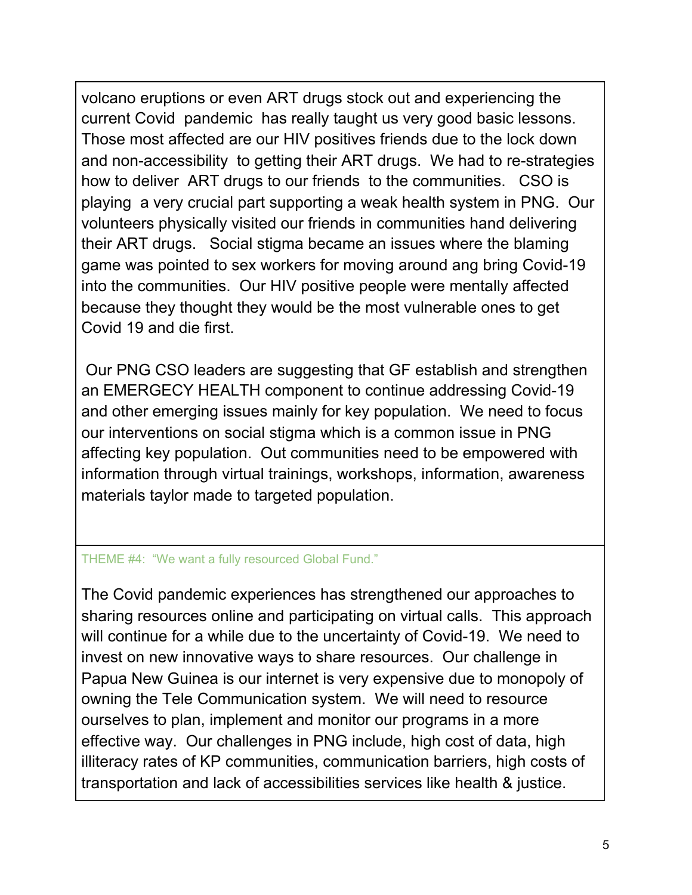volcano eruptions or even ART drugs stock out and experiencing the current Covid pandemic has really taught us very good basic lessons. Those most affected are our HIV positives friends due to the lock down and non-accessibility to getting their ART drugs. We had to re-strategies how to deliver ART drugs to our friends to the communities. CSO is playing a very crucial part supporting a weak health system in PNG. Our volunteers physically visited our friends in communities hand delivering their ART drugs. Social stigma became an issues where the blaming game was pointed to sex workers for moving around ang bring Covid-19 into the communities. Our HIV positive people were mentally affected because they thought they would be the most vulnerable ones to get Covid 19 and die first.

Our PNG CSO leaders are suggesting that GF establish and strengthen an EMERGECY HEALTH component to continue addressing Covid-19 and other emerging issues mainly for key population. We need to focus our interventions on social stigma which is a common issue in PNG affecting key population. Out communities need to be empowered with information through virtual trainings, workshops, information, awareness materials taylor made to targeted population.

THEME #4: "We want a fully resourced Global Fund."

The Covid pandemic experiences has strengthened our approaches to sharing resources online and participating on virtual calls. This approach will continue for a while due to the uncertainty of Covid-19. We need to invest on new innovative ways to share resources. Our challenge in Papua New Guinea is our internet is very expensive due to monopoly of owning the Tele Communication system. We will need to resource ourselves to plan, implement and monitor our programs in a more effective way. Our challenges in PNG include, high cost of data, high illiteracy rates of KP communities, communication barriers, high costs of transportation and lack of accessibilities services like health & justice.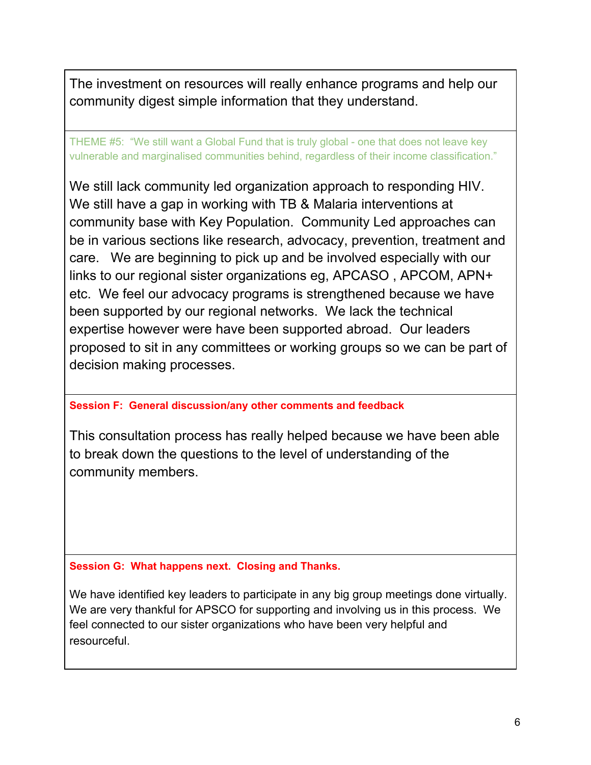The investment on resources will really enhance programs and help our community digest simple information that they understand.

THEME #5: "We still want a Global Fund that is truly global - one that does not leave key vulnerable and marginalised communities behind, regardless of their income classification."

We still lack community led organization approach to responding HIV. We still have a gap in working with TB & Malaria interventions at community base with Key Population. Community Led approaches can be in various sections like research, advocacy, prevention, treatment and care. We are beginning to pick up and be involved especially with our links to our regional sister organizations eg, APCASO , APCOM, APN+ etc. We feel our advocacy programs is strengthened because we have been supported by our regional networks. We lack the technical expertise however were have been supported abroad. Our leaders proposed to sit in any committees or working groups so we can be part of decision making processes.

**Session F: General discussion/any other comments and feedback**

This consultation process has really helped because we have been able to break down the questions to the level of understanding of the community members.

**Session G: What happens next. Closing and Thanks.**

We have identified key leaders to participate in any big group meetings done virtually. We are very thankful for APSCO for supporting and involving us in this process. We feel connected to our sister organizations who have been very helpful and resourceful.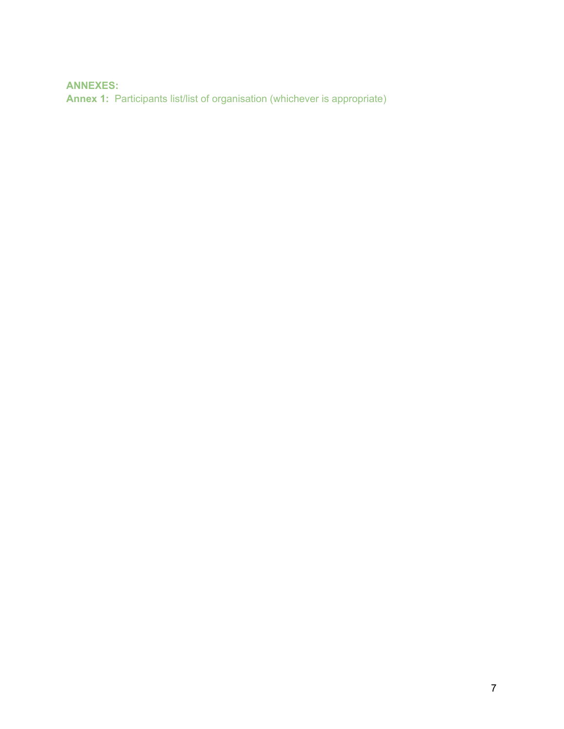**ANNEXES:**

**Annex 1:** Participants list/list of organisation (whichever is appropriate)